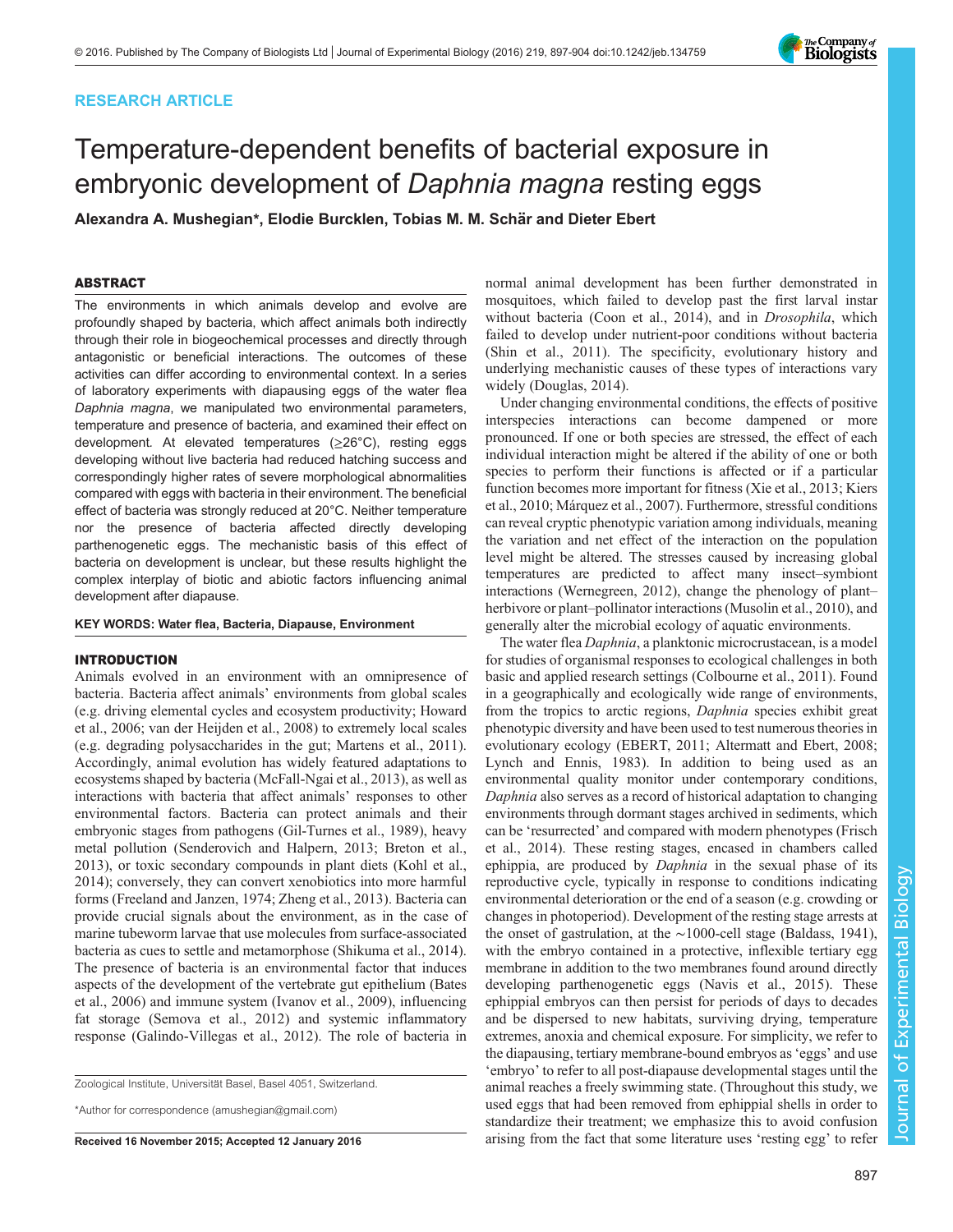RESEARCH ARTICLE

# Temperature-dependent benefits of bacterial exposure in embryonic development of *Daphnia magna* resting eggs

**Alexandra A. Mushegian*, Elodie Burcklen, Tobias M. M. Schär and Dieter Ebert**

## ABSTRACT

The environments in which animals develop and evolve are profoundly shaped by bacteria, which affect animals both indirectly through their role in biogeochemical processes and directly through antagonistic or beneficial interactions. The outcomes of these activities can differ according to environmental context. In a series of laboratory experiments with diapausing eggs of the water flea *Daphnia magna*, we manipulated two environmental parameters, temperature and presence of bacteria, and examined their effect on development. At elevated temperatures (≥26°C), resting eggs developing without live bacteria had reduced hatching success and correspondingly higher rates of severe morphological abnormalities compared with eggs with bacteria in their environment. The beneficial effect of bacteria was strongly reduced at 20°C. Neither temperature nor the presence of bacteria affected directly developing parthenogenetic eggs. The mechanistic basis of this effect of bacteria on development is unclear, but these results highlight the complex interplay of biotic and abiotic factors influencing animal development after diapause.

**KEY WORDS: Water flea, Bacteria, Diapause, Environment**

## INTRODUCTION

Animals evolved in an environment with an omnipresence of bacteria. Bacteria affect animals' environments from global scales (e.g. driving elemental cycles and ecosystem productivity; Howard et al., 2006; van der Heijden et al., 2008) to extremely local scales (e.g. degrading polysaccharides in the gut; Martens et al., 2011). Accordingly, animal evolution has widely featured adaptations to ecosystems shaped by bacteria (McFall-Ngai et al., 2013), as well as interactions with bacteria that affect animals' responses to other environmental factors. Bacteria can protect animals and their embryonic stages from pathogens (Gil-Turnes et al., 1989), heavy metal pollution (Senderovich and Halpern, 2013; Breton et al., 2013), or toxic secondary compounds in plant diets (Kohl et al., 2014); conversely, they can convert xenobiotics into more harmful forms (Freeland and Janzen, 1974; Zheng et al., 2013). Bacteria can provide crucial signals about the environment, as in the case of marine tubeworm larvae that use molecules from surface-associated bacteria as cues to settle and metamorphose (Shikuma et al., 2014). The presence of bacteria is an environmental factor that induces aspects of the development of the vertebrate gut epithelium (Bates et al., 2006) and immune system (Ivanov et al., 2009), influencing fat storage (Semova et al., 2012) and systemic inflammatory response (Galindo-Villegas et al., 2012). The role of bacteria in normal animal development has been further demonstrated in mosquitoes, which failed to develop past the first larval instar without bacteria (Coon et al., 2014), and in *Drosophila*, which failed to develop under nutrient-poor conditions without bacteria (Shin et al., 2011). The specificity, evolutionary history and underlying mechanistic causes of these types of interactions vary widely (Douglas, 2014).

Under changing environmental conditions, the effects of positive interspecies interactions can become dampened or more pronounced. If one or both species are stressed, the effect of each individual interaction might be altered if the ability of one or both species to perform their functions is affected or if a particular function becomes more important for fitness (Xie et al., 2013; Kiers et al., 2010; Márquez et al., 2007). Furthermore, stressful conditions can reveal cryptic phenotypic variation among individuals, meaning the variation and net effect of the interaction on the population level might be altered. The stresses caused by increasing global temperatures are predicted to affect many insect–symbiont interactions (Wernegreen, 2012), change the phenology of plant–herbivore or plant–pollinator interactions (Musolin et al., 2010), and generally alter the microbial ecology of aquatic environments.

The water flea *Daphnia*, a planktonic microcrustacean, is a model for studies of organismal responses to ecological challenges in both basic and applied research settings (Colbourne et al., 2011). Found in a geographically and ecologically wide range of environments, from the tropics to arctic regions, *Daphnia* species exhibit great phenotypic diversity and have been used to test numerous theories in evolutionary ecology (EBERT, 2011; Altermatt and Ebert, 2008; Lynch and Ennis, 1983). In addition to being used as an environmental quality monitor under contemporary conditions, *Daphnia* also serves as a record of historical adaptation to changing environments through dormant stages archived in sediments, which can be 'resurrected' and compared with modern phenotypes (Frisch et al., 2014). These resting stages, encased in chambers called ephippia, are produced by *Daphnia* in the sexual phase of its reproductive cycle, typically in response to conditions indicating environmental deterioration or the end of a season (e.g. crowding or changes in photoperiod). Development of the resting stage arrests at the onset of gastrulation, at the ~1000-cell stage (Baldass, 1941), with the embryo contained in a protective, inflexible tertiary egg membrane in addition to the two membranes found around directly developing parthenogenetic eggs (Navis et al., 2015). These ephippial embryos can then persist for periods of days to decades and be dispersed to new habitats, surviving drying, temperature extremes, anoxia and chemical exposure. For simplicity, we refer to the diapausing, tertiary membrane-bound embryos as 'eggs' and use 'embryo' to refer to all post-diapause developmental stages until the animal reaches a freely swimming state. (Throughout this study, we used eggs that had been removed from ephippial shells in order to standardize their treatment; we emphasize this to avoid confusion arising from the fact that some literature uses 'resting egg' to refer

Zoological Institute, Universität Basel, Basel 4051, Switzerland.

*Author for correspondence (amushegian@gmail.com)

**Received 16 November 2015; Accepted 12 January 2016**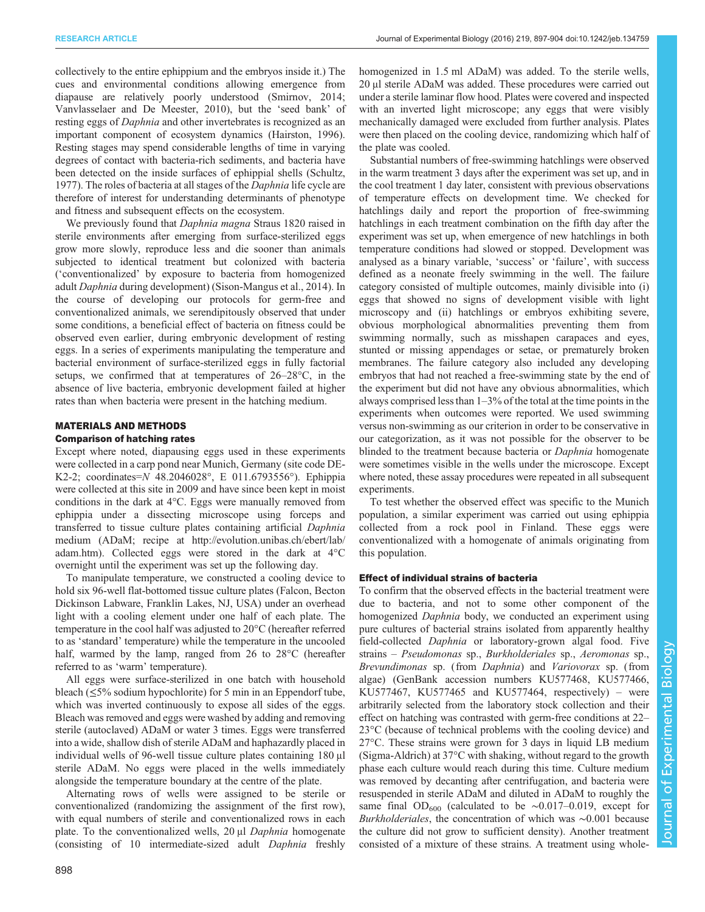collectively to the entire ephippium and the embryos inside it.) The cues and environmental conditions allowing emergence from diapause are relatively poorly understood (Smirnov, 2014; Vanvlasselaer and De Meester, 2010), but the 'seed bank' of resting eggs of *Daphnia* and other invertebrates is recognized as an important component of ecosystem dynamics (Hairston, 1996). Resting stages may spend considerable lengths of time in varying degrees of contact with bacteria-rich sediments, and bacteria have been detected on the inside surfaces of ephippial shells (Schultz, 1977). The roles of bacteria at all stages of the *Daphnia* life cycle are therefore of interest for understanding determinants of phenotype and fitness and subsequent effects on the ecosystem.

We previously found that *Daphnia magna* Straus 1820 raised in sterile environments after emerging from surface-sterilized eggs grow more slowly, reproduce less and die sooner than animals subjected to identical treatment but colonized with bacteria ('conventionalized' by exposure to bacteria from homogenized adult *Daphnia* during development) (Sison-Mangus et al., 2014). In the course of developing our protocols for germ-free and conventionalized animals, we serendipitously observed that under some conditions, a beneficial effect of bacteria on fitness could be observed even earlier, during embryonic development of resting eggs. In a series of experiments manipulating the temperature and bacterial environment of surface-sterilized eggs in fully factorial setups, we confirmed that at temperatures of 26–28°C, in the absence of live bacteria, embryonic development failed at higher rates than when bacteria were present in the hatching medium.

## MATERIALS AND METHODS

### Comparison of hatching rates

Except where noted, diapausing eggs used in these experiments were collected in a carp pond near Munich, Germany (site code DE-K2-2; coordinates=*N* 48.2046028°, E 011.6793556°). Ephippia were collected at this site in 2009 and have since been kept in moist conditions in the dark at 4°C. Eggs were manually removed from ephippia under a dissecting microscope using forceps and transferred to tissue culture plates containing artificial *Daphnia* medium (ADaM; recipe at http://evolution.unibas.ch/ebert/lab/adam.htm). Collected eggs were stored in the dark at 4°C overnight until the experiment was set up the following day.

To manipulate temperature, we constructed a cooling device to hold six 96-well flat-bottomed tissue culture plates (Falcon, Becton Dickinson Labware, Franklin Lakes, NJ, USA) under an overhead light with a cooling element under one half of each plate. The temperature in the cool half was adjusted to 20°C (hereafter referred to as 'standard' temperature) while the temperature in the uncooled half, warmed by the lamp, ranged from 26 to 28°C (hereafter referred to as 'warm' temperature).

All eggs were surface-sterilized in one batch with household bleach (≤5% sodium hypochlorite) for 5 min in an Eppendorf tube, which was inverted continuously to expose all sides of the eggs. Bleach was removed and eggs were washed by adding and removing sterile (autoclaved) ADaM or water 3 times. Eggs were transferred into a wide, shallow dish of sterile ADaM and haphazardly placed in individual wells of 96-well tissue culture plates containing 180 µl sterile ADaM. No eggs were placed in the wells immediately alongside the temperature boundary at the centre of the plate.

Alternating rows of wells were assigned to be sterile or conventionalized (randomizing the assignment of the first row), with equal numbers of sterile and conventionalized rows in each plate. To the conventionalized wells, 20 µl *Daphnia* homogenate (consisting of 10 intermediate-sized adult *Daphnia* freshly homogenized in 1.5 ml ADaM) was added. To the sterile wells, 20 µl sterile ADaM was added. These procedures were carried out under a sterile laminar flow hood. Plates were covered and inspected with an inverted light microscope; any eggs that were visibly mechanically damaged were excluded from further analysis. Plates were then placed on the cooling device, randomizing which half of the plate was cooled.

Substantial numbers of free-swimming hatchlings were observed in the warm treatment 3 days after the experiment was set up, and in the cool treatment 1 day later, consistent with previous observations of temperature effects on development time. We checked for hatchlings daily and report the proportion of free-swimming hatchlings in each treatment combination on the fifth day after the experiment was set up, when emergence of new hatchlings in both temperature conditions had slowed or stopped. Development was analysed as a binary variable, 'success' or 'failure', with success defined as a neonate freely swimming in the well. The failure category consisted of multiple outcomes, mainly divisible into (i) eggs that showed no signs of development visible with light microscopy and (ii) hatchlings or embryos exhibiting severe, obvious morphological abnormalities preventing them from swimming normally, such as misshapen carapaces and eyes, stunted or missing appendages or setae, or prematurely broken membranes. The failure category also included any developing embryos that had not reached a free-swimming state by the end of the experiment but did not have any obvious abnormalities, which always comprised less than 1–3% of the total at the time points in the experiments when outcomes were reported. We used swimming versus non-swimming as our criterion in order to be conservative in our categorization, as it was not possible for the observer to be blinded to the treatment because bacteria or *Daphnia* homogenate were sometimes visible in the wells under the microscope. Except where noted, these assay procedures were repeated in all subsequent experiments.

To test whether the observed effect was specific to the Munich population, a similar experiment was carried out using ephippia collected from a rock pool in Finland. These eggs were conventionalized with a homogenate of animals originating from this population.

### Effect of individual strains of bacteria

To confirm that the observed effects in the bacterial treatment were due to bacteria, and not to some other component of the homogenized *Daphnia* body, we conducted an experiment using pure cultures of bacterial strains isolated from apparently healthy field-collected *Daphnia* or laboratory-grown algal food. Five strains – *Pseudomonas* sp., *Burkholderiales* sp., *Aeromonas* sp., *Brevundimonas* sp. (from *Daphnia*) and *Variovorax* sp. (from algae) (GenBank accession numbers KU577468, KU577466, KU577467, KU577465 and KU577464, respectively) – were arbitrarily selected from the laboratory stock collection and their effect on hatching was contrasted with germ-free conditions at 22–23°C (because of technical problems with the cooling device) and 27°C. These strains were grown for 3 days in liquid LB medium (Sigma-Aldrich) at 37°C with shaking, without regard to the growth phase each culture would reach during this time. Culture medium was removed by decanting after centrifugation, and bacteria were resuspended in sterile ADaM and diluted in ADaM to roughly the same final $OD_{600}$ (calculated to be ~0.017–0.019, except for *Burkholderiales*, the concentration of which was ~0.001 because the culture did not grow to sufficient density). Another treatment consisted of a mixture of these strains. A treatment using whole-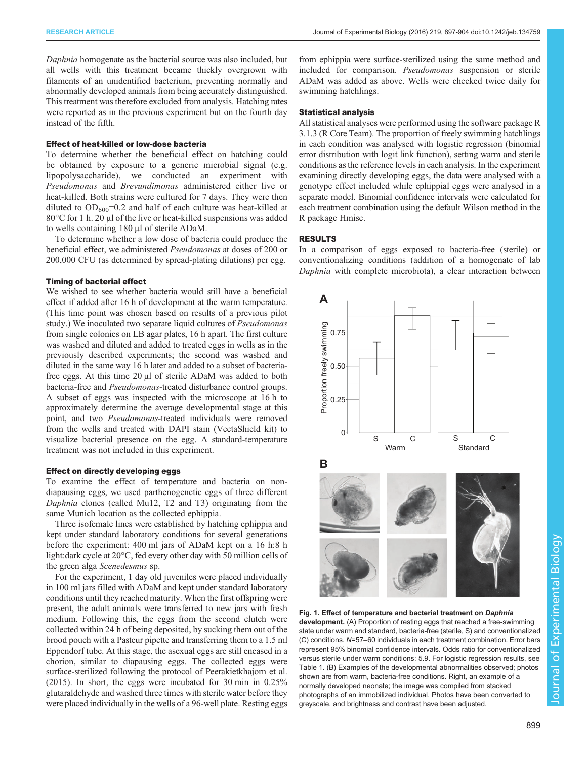*Daphnia* homogenate as the bacterial source was also included, but all wells with this treatment became thickly overgrown with filaments of an unidentified bacterium, preventing normally and abnormally developed animals from being accurately distinguished. This treatment was therefore excluded from analysis. Hatching rates were reported as in the previous experiment but on the fourth day instead of the fifth.

### Effect of heat-killed or low-dose bacteria

To determine whether the beneficial effect on hatching could be obtained by exposure to a generic microbial signal (e.g. lipopolysaccharide), we conducted an experiment with *Pseudomonas* and *Brevundimonas* administered either live or heat-killed. Both strains were cultured for 7 days. They were then diluted to $OD_{600}$=0.2 and half of each culture was heat-killed at 80°C for 1 h. 20 µl of the live or heat-killed suspensions was added to wells containing 180 µl of sterile ADaM.

To determine whether a low dose of bacteria could produce the beneficial effect, we administered *Pseudomonas* at doses of 200 or 200,000 CFU (as determined by spread-plating dilutions) per egg.

### Timing of bacterial effect

We wished to see whether bacteria would still have a beneficial effect if added after 16 h of development at the warm temperature. (This time point was chosen based on results of a previous pilot study.) We inoculated two separate liquid cultures of *Pseudomonas* from single colonies on LB agar plates, 16 h apart. The first culture was washed and diluted and added to treated eggs in wells as in the previously described experiments; the second was washed and diluted in the same way 16 h later and added to a subset of bacteria-free eggs. At this time 20 µl of sterile ADaM was added to both bacteria-free and *Pseudomonas*-treated disturbance control groups. A subset of eggs was inspected with the microscope at 16 h to approximately determine the average developmental stage at this point, and two *Pseudomonas*-treated individuals were removed from the wells and treated with DAPI stain (VectaShield kit) to visualize bacterial presence on the egg. A standard-temperature treatment was not included in this experiment.

### Effect on directly developing eggs

To examine the effect of temperature and bacteria on non-diapausing eggs, we used parthenogenetic eggs of three different *Daphnia* clones (called Mu12, T2 and T3) originating from the same Munich location as the collected ephippia.

Three isofemale lines were established by hatching ephippia and kept under standard laboratory conditions for several generations before the experiment: 400 ml jars of ADaM kept on a 16 h:8 h light:dark cycle at 20°C, fed every other day with 50 million cells of the green alga *Scenedesmus* sp.

For the experiment, 1 day old juveniles were placed individually in 100 ml jars filled with ADaM and kept under standard laboratory conditions until they reached maturity. When the first offspring were present, the adult animals were transferred to new jars with fresh medium. Following this, the eggs from the second clutch were collected within 24 h of being deposited, by sucking them out of the brood pouch with a Pasteur pipette and transferring them to a 1.5 ml Eppendorf tube. At this stage, the asexual eggs are still encased in a chorion, similar to diapausing eggs. The collected eggs were surface-sterilized following the protocol of Peerakietkhajorn et al. (2015). In short, the eggs were incubated for 30 min in 0.25% glutaraldehyde and washed three times with sterile water before they were placed individually in the wells of a 96-well plate. Resting eggs from ephippia were surface-sterilized using the same method and included for comparison. *Pseudomonas* suspension or sterile ADaM was added as above. Wells were checked twice daily for swimming hatchlings.

### Statistical analysis

All statistical analyses were performed using the software package R 3.1.3 (R Core Team). The proportion of freely swimming hatchlings in each condition was analysed with logistic regression (binomial error distribution with logit link function), setting warm and sterile conditions as the reference levels in each analysis. In the experiment examining directly developing eggs, the data were analysed with a genotype effect included while ephippial eggs were analysed in a separate model. Binomial confidence intervals were calculated for each treatment combination using the default Wilson method in the R package Hmisc.

## RESULTS

In a comparison of eggs exposed to bacteria-free (sterile) or conventionalizing conditions (addition of a homogenate of lab *Daphnia* with complete microbiota), a clear interaction between

**Fig. 1. Effect of temperature and bacterial treatment on *Daphnia* development.** (A) Proportion of resting eggs that reached a free-swimming state under warm and standard, bacteria-free (sterile, S) and conventionalized (C) conditions. *N*=57–60 individuals in each treatment combination. Error bars represent 95% binomial confidence intervals. Odds ratio for conventionalized versus sterile under warm conditions: 5.9. For logistic regression results, see Table 1. (B) Examples of the developmental abnormalities observed; photos shown are from warm, bacteria-free conditions. Right, an example of a normally developed neonate; the image was compiled from stacked photographs of an immobilized individual. Photos have been converted to greyscale, and brightness and contrast have been adjusted.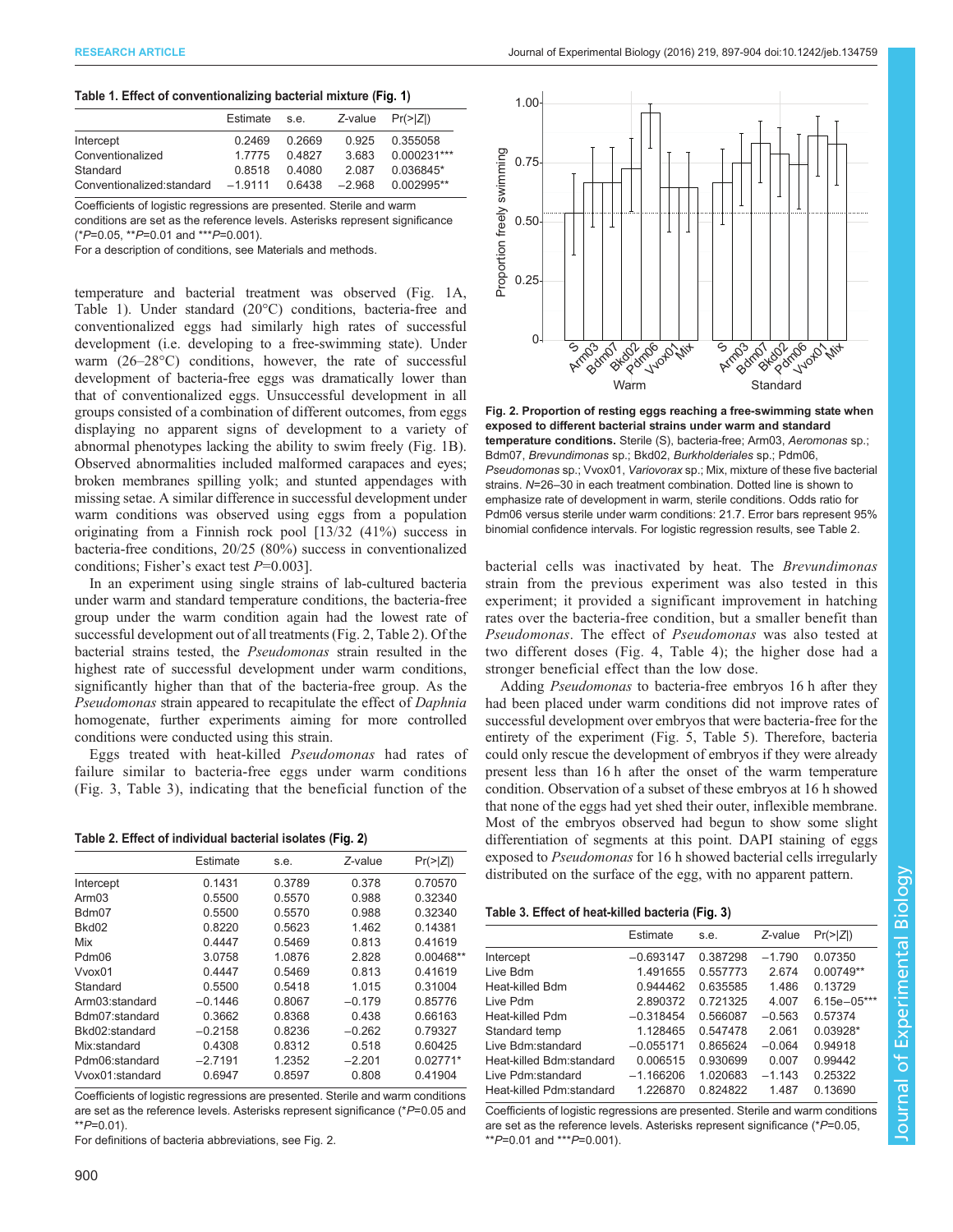**Table 1. Effect of conventionalizing bacterial mixture (Fig. 1)**

| | Estimate | s.e. | Z-value | Pr(>\|Z\|) |
|---|---|---|---|---|
| Intercept | 0.2469 | 0.2669 | 0.925 | 0.355058 |
| Conventionalized | 1.7775 | 0.4827 | 3.683 | 0.000231*** |
| Standard | 0.8518 | 0.4080 | 2.087 | 0.036845* |
| Conventionalized:standard | −1.9111 | 0.6438 | −2.968 | 0.002995** |

Coefficients of logistic regressions are presented. Sterile and warm conditions are set as the reference levels. Asterisks represent significance (*$P$=0.05, **$P$=0.01 and ***$P$=0.001).

For a description of conditions, see Materials and methods.

temperature and bacterial treatment was observed (Fig. 1A, Table 1). Under standard (20°C) conditions, bacteria-free and conventionalized eggs had similarly high rates of successful development (i.e. developing to a free-swimming state). Under warm (26–28°C) conditions, however, the rate of successful development of bacteria-free eggs was dramatically lower than that of conventionalized eggs. Unsuccessful development in all groups consisted of a combination of different outcomes, from eggs displaying no apparent signs of development to a variety of abnormal phenotypes lacking the ability to swim freely (Fig. 1B). Observed abnormalities included malformed carapaces and eyes; broken membranes spilling yolk; and stunted appendages with missing setae. A similar difference in successful development under warm conditions was observed using eggs from a population originating from a Finnish rock pool [13/32 (41%) success in bacteria-free conditions, 20/25 (80%) success in conventionalized conditions; Fisher's exact test $P$=0.003].

In an experiment using single strains of lab-cultured bacteria under warm and standard temperature conditions, the bacteria-free group under the warm condition again had the lowest rate of successful development out of all treatments (Fig. 2, Table 2). Of the bacterial strains tested, the *Pseudomonas* strain resulted in the highest rate of successful development under warm conditions, significantly higher than that of the bacteria-free group. As the *Pseudomonas* strain appeared to recapitulate the effect of *Daphnia* homogenate, further experiments aiming for more controlled conditions were conducted using this strain.

Eggs treated with heat-killed *Pseudomonas* had rates of failure similar to bacteria-free eggs under warm conditions (Fig. 3, Table 3), indicating that the beneficial function of the bacterial cells was inactivated by heat. The *Brevundimonas* strain from the previous experiment was also tested in this experiment; it provided a significant improvement in hatching rates over the bacteria-free condition, but a smaller benefit than *Pseudomonas*. The effect of *Pseudomonas* was also tested at two different doses (Fig. 4, Table 4); the higher dose had a stronger beneficial effect than the low dose.

Adding *Pseudomonas* to bacteria-free embryos 16 h after they had been placed under warm conditions did not improve rates of successful development over embryos that were bacteria-free for the entirety of the experiment (Fig. 5, Table 5). Therefore, bacteria could only rescue the development of embryos if they were already present less than 16 h after the onset of the warm temperature condition. Observation of a subset of these embryos at 16 h showed that none of the eggs had yet shed their outer, inflexible membrane. Most of the embryos observed had begun to show some slight differentiation of segments at this point. DAPI staining of eggs exposed to *Pseudomonas* for 16 h showed bacterial cells irregularly distributed on the surface of the egg, with no apparent pattern.

**Fig. 2. Proportion of resting eggs reaching a free-swimming state when exposed to different bacterial strains under warm and standard temperature conditions.** Sterile (S), bacteria-free; Arm03, *Aeromonas* sp.; Bdm07, *Brevundimonas* sp.; Bkd02, *Burkholderiales* sp.; Pdm06, *Pseudomonas* sp.; Vvox01, *Variovorax* sp.; Mix, mixture of these five bacterial strains. $N$=26–30 in each treatment combination. Dotted line is shown to emphasize rate of development in warm, sterile conditions. Odds ratio for Pdm06 versus sterile under warm conditions: 21.7. Error bars represent 95% binomial confidence intervals. For logistic regression results, see Table 2.

**Table 2. Effect of individual bacterial isolates (Fig. 2)**

| | Estimate | s.e. | Z-value | Pr(>\|Z\|) |
|---|---|---|---|---|
| Intercept | 0.1431 | 0.3789 | 0.378 | 0.70570 |
| Arm03 | 0.5500 | 0.5570 | 0.988 | 0.32340 |
| Bdm07 | 0.5500 | 0.5570 | 0.988 | 0.32340 |
| Bkd02 | 0.8220 | 0.5623 | 1.462 | 0.14381 |
| Mix | 0.4447 | 0.5469 | 0.813 | 0.41619 |
| Pdm06 | 3.0758 | 1.0876 | 2.828 | 0.00468** |
| Vvox01 | 0.4447 | 0.5469 | 0.813 | 0.41619 |
| Standard | 0.5500 | 0.5418 | 1.015 | 0.31004 |
| Arm03:standard | −0.1446 | 0.8067 | −0.179 | 0.85776 |
| Bdm07:standard | 0.3662 | 0.8368 | 0.438 | 0.66163 |
| Bkd02:standard | −0.2158 | 0.8236 | −0.262 | 0.79327 |
| Mix:standard | 0.4308 | 0.8312 | 0.518 | 0.60425 |
| Pdm06:standard | −2.7191 | 1.2352 | −2.201 | 0.02771* |
| Vvox01:standard | 0.6947 | 0.8597 | 0.808 | 0.41904 |

Coefficients of logistic regressions are presented. Sterile and warm conditions are set as the reference levels. Asterisks represent significance (*$P$=0.05 and **$P$=0.01).

For definitions of bacteria abbreviations, see Fig. 2.

**Table 3. Effect of heat-killed bacteria (Fig. 3)**

| | Estimate | s.e. | Z-value | Pr(>\|Z\|) |
|---|---|---|---|---|
| Intercept | −0.693147 | 0.387298 | −1.790 | 0.07350 |
| Live Bdm | 1.491655 | 0.557773 | 2.674 | 0.00749** |
| Heat-killed Bdm | 0.944462 | 0.635585 | 1.486 | 0.13729 |
| Live Pdm | 2.890372 | 0.721325 | 4.007 | 6.15e−05*** |
| Heat-killed Pdm | −0.318454 | 0.566087 | −0.563 | 0.57374 |
| Standard temp | 1.128465 | 0.547478 | 2.061 | 0.03928* |
| Live Bdm:standard | −0.055171 | 0.865624 | −0.064 | 0.94918 |
| Heat-killed Bdm:standard | 0.006515 | 0.930699 | 0.007 | 0.99442 |
| Live Pdm:standard | −1.166206 | 1.020683 | −1.143 | 0.25322 |
| Heat-killed Pdm:standard | 1.226870 | 0.824822 | 1.487 | 0.13690 |

Coefficients of logistic regressions are presented. Sterile and warm conditions are set as the reference levels. Asterisks represent significance (*$P$=0.05, **$P$=0.01 and ***$P$=0.001).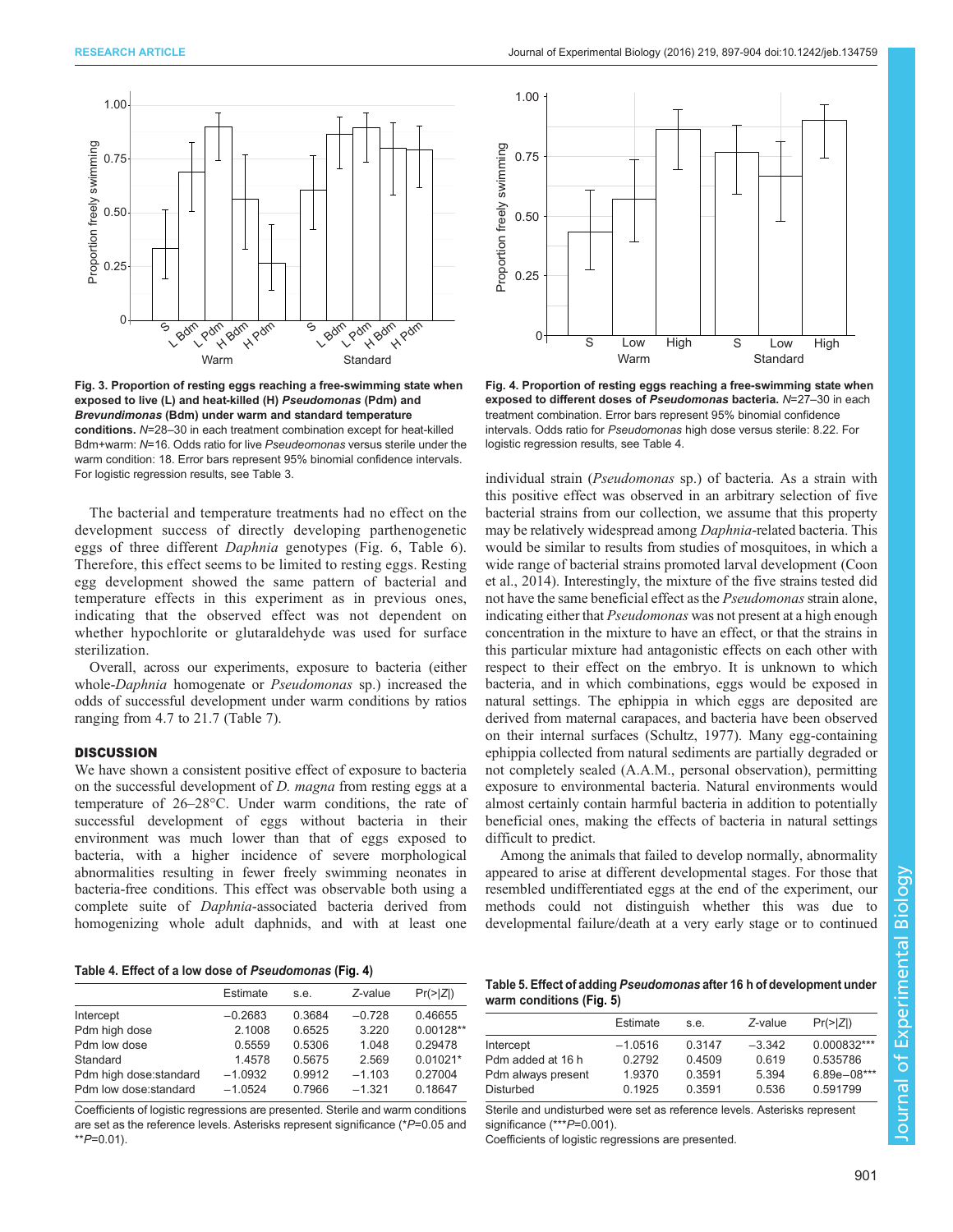Fig. 3. Proportion of resting eggs reaching a free-swimming state when exposed to live (L) and heat-killed (H) *Pseudomonas* (Pdm) and *Brevundimonas* (Bdm) under warm and standard temperature conditions. *N*=28–30 in each treatment combination except for heat-killed Bdm+warm: *N*=16. Odds ratio for live *Pseudeomonas* versus sterile under the warm condition: 18. Error bars represent 95% binomial confidence intervals. For logistic regression results, see Table 3.

Fig. 4. Proportion of resting eggs reaching a free-swimming state when exposed to different doses of *Pseudomonas* bacteria. *N*=27–30 in each treatment combination. Error bars represent 95% binomial confidence intervals. Odds ratio for *Pseudomonas* high dose versus sterile: 8.22. For logistic regression results, see Table 4.

The bacterial and temperature treatments had no effect on the development success of directly developing parthenogenetic eggs of three different *Daphnia* genotypes (Fig. 6, Table 6). Therefore, this effect seems to be limited to resting eggs. Resting egg development showed the same pattern of bacterial and temperature effects in this experiment as in previous ones, indicating that the observed effect was not dependent on whether hypochlorite or glutaraldehyde was used for surface sterilization.

Overall, across our experiments, exposure to bacteria (either whole-*Daphnia* homogenate or *Pseudomonas* sp.) increased the odds of successful development under warm conditions by ratios ranging from 4.7 to 21.7 (Table 7).

## DISCUSSION

We have shown a consistent positive effect of exposure to bacteria on the successful development of *D. magna* from resting eggs at a temperature of 26–28°C. Under warm conditions, the rate of successful development of eggs without bacteria in their environment was much lower than that of eggs exposed to bacteria, with a higher incidence of severe morphological abnormalities resulting in fewer freely swimming neonates in bacteria-free conditions. This effect was observable both using a complete suite of *Daphnia*-associated bacteria derived from homogenizing whole adult daphnids, and with at least one individual strain (*Pseudomonas* sp.) of bacteria. As a strain with this positive effect was observed in an arbitrary selection of five bacterial strains from our collection, we assume that this property may be relatively widespread among *Daphnia*-related bacteria. This would be similar to results from studies of mosquitoes, in which a wide range of bacterial strains promoted larval development (Coon et al., 2014). Interestingly, the mixture of the five strains tested did not have the same beneficial effect as the *Pseudomonas* strain alone, indicating either that *Pseudomonas* was not present at a high enough concentration in the mixture to have an effect, or that the strains in this particular mixture had antagonistic effects on each other with respect to their effect on the embryo. It is unknown to which bacteria, and in which combinations, eggs would be exposed in natural settings. The ephippia in which eggs are deposited are derived from maternal carapaces, and bacteria have been observed on their internal surfaces (Schultz, 1977). Many egg-containing ephippia collected from natural sediments are partially degraded or not completely sealed (A.A.M., personal observation), permitting exposure to environmental bacteria. Natural environments would almost certainly contain harmful bacteria in addition to potentially beneficial ones, making the effects of bacteria in natural settings difficult to predict.

Among the animals that failed to develop normally, abnormality appeared to arise at different developmental stages. For those that resembled undifferentiated eggs at the end of the experiment, our methods could not distinguish whether this was due to developmental failure/death at a very early stage or to continued

**Table 4. Effect of a low dose of *Pseudomonas* (Fig. 4)**

| | Estimate | s.e. | *Z*-value | Pr(>\|*Z*\|) |
|---|---|---|---|---|
| Intercept | −0.2683 | 0.3684 | −0.728 | 0.46655 |
| Pdm high dose | 2.1008 | 0.6525 | 3.220 | 0.00128** |
| Pdm low dose | 0.5559 | 0.5306 | 1.048 | 0.29478 |
| Standard | 1.4578 | 0.5675 | 2.569 | 0.01021* |
| Pdm high dose:standard | −1.0932 | 0.9912 | −1.103 | 0.27004 |
| Pdm low dose:standard | −1.0524 | 0.7966 | −1.321 | 0.18647 |

Coefficients of logistic regressions are presented. Sterile and warm conditions are set as the reference levels. Asterisks represent significance (\**P*=0.05 and \*\**P*=0.01).

**Table 5. Effect of adding *Pseudomonas* after 16 h of development under warm conditions (Fig. 5)**

| | Estimate | s.e. | *Z*-value | Pr(>\|*Z*\|) |
|---|---|---|---|---|
| Intercept | −1.0516 | 0.3147 | −3.342 | 0.000832*** |
| Pdm added at 16 h | 0.2792 | 0.4509 | 0.619 | 0.535786 |
| Pdm always present | 1.9370 | 0.3591 | 5.394 | 6.89e−08*** |
| Disturbed | 0.1925 | 0.3591 | 0.536 | 0.591799 |

Sterile and undisturbed were set as reference levels. Asterisks represent significance (\*\*\**P*=0.001).
Coefficients of logistic regressions are presented.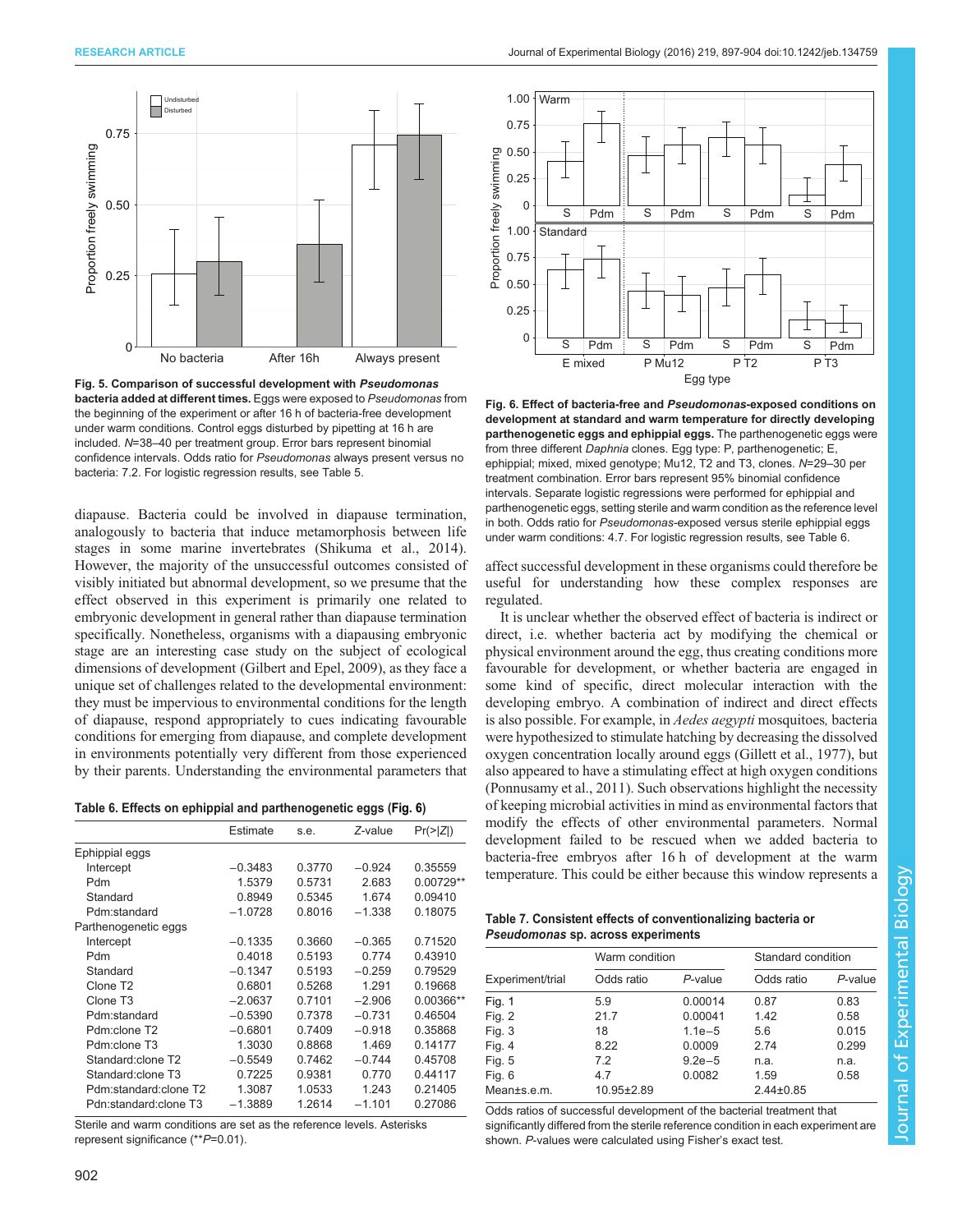**Fig. 5. Comparison of successful development with *Pseudomonas* bacteria added at different times.** Eggs were exposed to *Pseudomonas* from the beginning of the experiment or after 16 h of bacteria-free development under warm conditions. Control eggs disturbed by pipetting at 16 h are included. $N$=38–40 per treatment group. Error bars represent binomial confidence intervals. Odds ratio for *Pseudomonas* always present versus no bacteria: 7.2. For logistic regression results, see Table 5.

**Fig. 6. Effect of bacteria-free and *Pseudomonas*-exposed conditions on development at standard and warm temperature for directly developing parthenogenetic eggs and ephippial eggs.** The parthenogenetic eggs were from three different *Daphnia* clones. Egg type: P, parthenogenetic; E, ephippial; mixed, mixed genotype; Mu12, T2 and T3, clones. $N$=29–30 per treatment combination. Error bars represent 95% binomial confidence intervals. Separate logistic regressions were performed for ephippial and parthenogenetic eggs, setting sterile and warm condition as the reference level in both. Odds ratio for *Pseudomonas*-exposed versus sterile ephippial eggs under warm conditions: 4.7. For logistic regression results, see Table 6.

diapause. Bacteria could be involved in diapause termination, analogously to bacteria that induce metamorphosis between life stages in some marine invertebrates (Shikuma et al., 2014). However, the majority of the unsuccessful outcomes consisted of visibly initiated but abnormal development, so we presume that the effect observed in this experiment is primarily one related to embryonic development in general rather than diapause termination specifically. Nonetheless, organisms with a diapausing embryonic stage are an interesting case study on the subject of ecological dimensions of development (Gilbert and Epel, 2009), as they face a unique set of challenges related to the developmental environment: they must be impervious to environmental conditions for the length of diapause, respond appropriately to cues indicating favourable conditions for emerging from diapause, and complete development in environments potentially very different from those experienced by their parents. Understanding the environmental parameters that affect successful development in these organisms could therefore be useful for understanding how these complex responses are regulated.

It is unclear whether the observed effect of bacteria is indirect or direct, i.e. whether bacteria act by modifying the chemical or physical environment around the egg, thus creating conditions more favourable for development, or whether bacteria are engaged in some kind of specific, direct molecular interaction with the developing embryo. A combination of indirect and direct effects is also possible. For example, in *Aedes aegypti* mosquitoes, bacteria were hypothesized to stimulate hatching by decreasing the dissolved oxygen concentration locally around eggs (Gillett et al., 1977), but also appeared to have a stimulating effect at high oxygen conditions (Ponnusamy et al., 2011). Such observations highlight the necessity of keeping microbial activities in mind as environmental factors that modify the effects of other environmental parameters. Normal development failed to be rescued when we added bacteria to bacteria-free embryos after 16 h of development at the warm temperature. This could be either because this window represents a

**Table 6. Effects on ephippial and parthenogenetic eggs (Fig. 6)**

| | Estimate | s.e. | Z-value | Pr(>\|Z\|) |
|---|---|---|---|---|
| Ephippial eggs | | | | |
| Intercept | −0.3483 | 0.3770 | −0.924 | 0.35559 |
| Pdm | 1.5379 | 0.5731 | 2.683 | 0.00729** |
| Standard | 0.8949 | 0.5345 | 1.674 | 0.09410 |
| Pdm:standard | −1.0728 | 0.8016 | −1.338 | 0.18075 |
| Parthenogenetic eggs | | | | |
| Intercept | −0.1335 | 0.3660 | −0.365 | 0.71520 |
| Pdm | 0.4018 | 0.5193 | 0.774 | 0.43910 |
| Standard | −0.1347 | 0.5193 | −0.259 | 0.79529 |
| Clone T2 | 0.6801 | 0.5268 | 1.291 | 0.19668 |
| Clone T3 | −2.0637 | 0.7101 | −2.906 | 0.00366** |
| Pdm:standard | −0.5390 | 0.7378 | −0.731 | 0.46504 |
| Pdm:clone T2 | −0.6801 | 0.7409 | −0.918 | 0.35868 |
| Pdm:clone T3 | 1.3030 | 0.8868 | 1.469 | 0.14177 |
| Standard:clone T2 | −0.5549 | 0.7462 | −0.744 | 0.45708 |
| Standard:clone T3 | 0.7225 | 0.9381 | 0.770 | 0.44117 |
| Pdm:standard:clone T2 | 1.3087 | 1.0533 | 1.243 | 0.21405 |
| Pdn:standard:clone T3 | −1.3889 | 1.2614 | −1.101 | 0.27086 |

Sterile and warm conditions are set as the reference levels. Asterisks represent significance (**$P$=0.01).

**Table 7. Consistent effects of conventionalizing bacteria or *Pseudomonas* sp. across experiments**

| | Warm condition | | Standard condition | |
|---|---|---|---|---|
| Experiment/trial | Odds ratio | P-value | Odds ratio | P-value |
| Fig. 1 | 5.9 | 0.00014 | 0.87 | 0.83 |
| Fig. 2 | 21.7 | 0.00041 | 1.42 | 0.58 |
| Fig. 3 | 18 | 1.1e−5 | 5.6 | 0.015 |
| Fig. 4 | 8.22 | 0.0009 | 2.74 | 0.299 |
| Fig. 5 | 7.2 | 9.2e−5 | n.a. | n.a. |
| Fig. 6 | 4.7 | 0.0082 | 1.59 | 0.58 |
| Mean±s.e.m. | 10.95±2.89 | | 2.44±0.85 | |

Odds ratios of successful development of the bacterial treatment that significantly differed from the sterile reference condition in each experiment are shown. $P$-values were calculated using Fisher's exact test.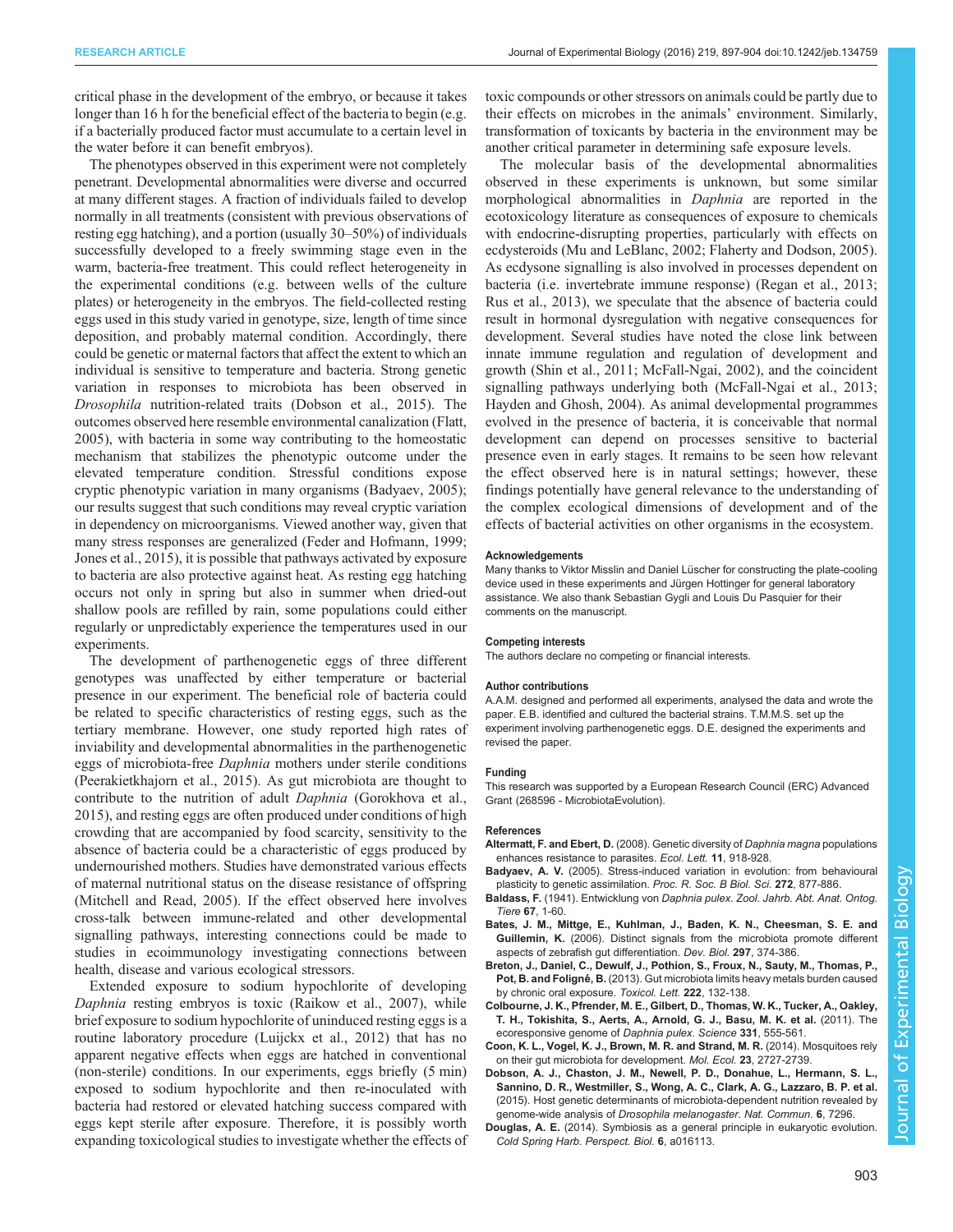critical phase in the development of the embryo, or because it takes longer than 16 h for the beneficial effect of the bacteria to begin (e.g. if a bacterially produced factor must accumulate to a certain level in the water before it can benefit embryos).

The phenotypes observed in this experiment were not completely penetrant. Developmental abnormalities were diverse and occurred at many different stages. A fraction of individuals failed to develop normally in all treatments (consistent with previous observations of resting egg hatching), and a portion (usually 30–50%) of individuals successfully developed to a freely swimming stage even in the warm, bacteria-free treatment. This could reflect heterogeneity in the experimental conditions (e.g. between wells of the culture plates) or heterogeneity in the embryos. The field-collected resting eggs used in this study varied in genotype, size, length of time since deposition, and probably maternal condition. Accordingly, there could be genetic or maternal factors that affect the extent to which an individual is sensitive to temperature and bacteria. Strong genetic variation in responses to microbiota has been observed in *Drosophila* nutrition-related traits (Dobson et al., 2015). The outcomes observed here resemble environmental canalization (Flatt, 2005), with bacteria in some way contributing to the homeostatic mechanism that stabilizes the phenotypic outcome under the elevated temperature condition. Stressful conditions expose cryptic phenotypic variation in many organisms (Badyaev, 2005); our results suggest that such conditions may reveal cryptic variation in dependency on microorganisms. Viewed another way, given that many stress responses are generalized (Feder and Hofmann, 1999; Jones et al., 2015), it is possible that pathways activated by exposure to bacteria are also protective against heat. As resting egg hatching occurs not only in spring but also in summer when dried-out shallow pools are refilled by rain, some populations could either regularly or unpredictably experience the temperatures used in our experiments.

The development of parthenogenetic eggs of three different genotypes was unaffected by either temperature or bacterial presence in our experiment. The beneficial role of bacteria could be related to specific characteristics of resting eggs, such as the tertiary membrane. However, one study reported high rates of inviability and developmental abnormalities in the parthenogenetic eggs of microbiota-free *Daphnia* mothers under sterile conditions (Peerakietkhajorn et al., 2015). As gut microbiota are thought to contribute to the nutrition of adult *Daphnia* (Gorokhova et al., 2015), and resting eggs are often produced under conditions of high crowding that are accompanied by food scarcity, sensitivity to the absence of bacteria could be a characteristic of eggs produced by undernourished mothers. Studies have demonstrated various effects of maternal nutritional status on the disease resistance of offspring (Mitchell and Read, 2005). If the effect observed here involves cross-talk between immune-related and other developmental signalling pathways, interesting connections could be made to studies in ecoimmunology investigating connections between health, disease and various ecological stressors.

Extended exposure to sodium hypochlorite of developing *Daphnia* resting embryos is toxic (Raikow et al., 2007), while brief exposure to sodium hypochlorite of uninduced resting eggs is a routine laboratory procedure (Luijckx et al., 2012) that has no apparent negative effects when eggs are hatched in conventional (non-sterile) conditions. In our experiments, eggs briefly (5 min) exposed to sodium hypochlorite and then re-inoculated with bacteria had restored or elevated hatching success compared with eggs kept sterile after exposure. Therefore, it is possibly worth expanding toxicological studies to investigate whether the effects of toxic compounds or other stressors on animals could be partly due to their effects on microbes in the animals' environment. Similarly, transformation of toxicants by bacteria in the environment may be another critical parameter in determining safe exposure levels.

The molecular basis of the developmental abnormalities observed in these experiments is unknown, but some similar morphological abnormalities in *Daphnia* are reported in the ecotoxicology literature as consequences of exposure to chemicals with endocrine-disrupting properties, particularly with effects on ecdysteroids (Mu and LeBlanc, 2002; Flaherty and Dodson, 2005). As ecdysone signalling is also involved in processes dependent on bacteria (i.e. invertebrate immune response) (Regan et al., 2013; Rus et al., 2013), we speculate that the absence of bacteria could result in hormonal dysregulation with negative consequences for development. Several studies have noted the close link between innate immune regulation and regulation of development and growth (Shin et al., 2011; McFall-Ngai, 2002), and the coincident signalling pathways underlying both (McFall-Ngai et al., 2013; Hayden and Ghosh, 2004). As animal developmental programmes evolved in the presence of bacteria, it is conceivable that normal development can depend on processes sensitive to bacterial presence even in early stages. It remains to be seen how relevant the effect observed here is in natural settings; however, these findings potentially have general relevance to the understanding of the complex ecological dimensions of development and of the effects of bacterial activities on other organisms in the ecosystem.

#### Acknowledgements

Many thanks to Viktor Misslin and Daniel Lüscher for constructing the plate-cooling device used in these experiments and Jürgen Hottinger for general laboratory assistance. We also thank Sebastian Gygli and Louis Du Pasquier for their comments on the manuscript.

#### Competing interests

The authors declare no competing or financial interests.

#### Author contributions

A.A.M. designed and performed all experiments, analysed the data and wrote the paper. E.B. identified and cultured the bacterial strains. T.M.M.S. set up the experiment involving parthenogenetic eggs. D.E. designed the experiments and revised the paper.

#### Funding

This research was supported by a European Research Council (ERC) Advanced Grant (268596 - MicrobiotaEvolution).

#### References

**Altermatt, F. and Ebert, D.** (2008). Genetic diversity of *Daphnia magna* populations enhances resistance to parasites. *Ecol. Lett.* **11**, 918-928.

**Badyaev, A. V.** (2005). Stress-induced variation in evolution: from behavioural plasticity to genetic assimilation. *Proc. R. Soc. B Biol. Sci.* **272**, 877-886.

**Baldass, F.** (1941). Entwicklung von *Daphnia pulex*. *Zool. Jahrb. Abt. Anat. Ontog. Tiere* **67**, 1-60.

**Bates, J. M., Mittge, E., Kuhlman, J., Baden, K. N., Cheesman, S. E. and Guillemin, K.** (2006). Distinct signals from the microbiota promote different aspects of zebrafish gut differentiation. *Dev. Biol.* **297**, 374-386.

**Breton, J., Daniel, C., Dewulf, J., Pothion, S., Froux, N., Sauty, M., Thomas, P., Pot, B. and Foligné, B.** (2013). Gut microbiota limits heavy metals burden caused by chronic oral exposure. *Toxicol. Lett.* **222**, 132-138.

**Colbourne, J. K., Pfrender, M. E., Gilbert, D., Thomas, W. K., Tucker, A., Oakley, T. H., Tokishita, S., Aerts, A., Arnold, G. J., Basu, M. K. et al.** (2011). The ecoresponsive genome of *Daphnia pulex*. *Science* **331**, 555-561.

**Coon, K. L., Vogel, K. J., Brown, M. R. and Strand, M. R.** (2014). Mosquitoes rely on their gut microbiota for development. *Mol. Ecol.* **23**, 2727-2739.

**Dobson, A. J., Chaston, J. M., Newell, P. D., Donahue, L., Hermann, S. L., Sannino, D. R., Westmiller, S., Wong, A. C., Clark, A. G., Lazzaro, B. P. et al.** (2015). Host genetic determinants of microbiota-dependent nutrition revealed by genome-wide analysis of *Drosophila melanogaster*. *Nat. Commun.* **6**, 7296.

**Douglas, A. E.** (2014). Symbiosis as a general principle in eukaryotic evolution. *Cold Spring Harb. Perspect. Biol.* **6**, a016113.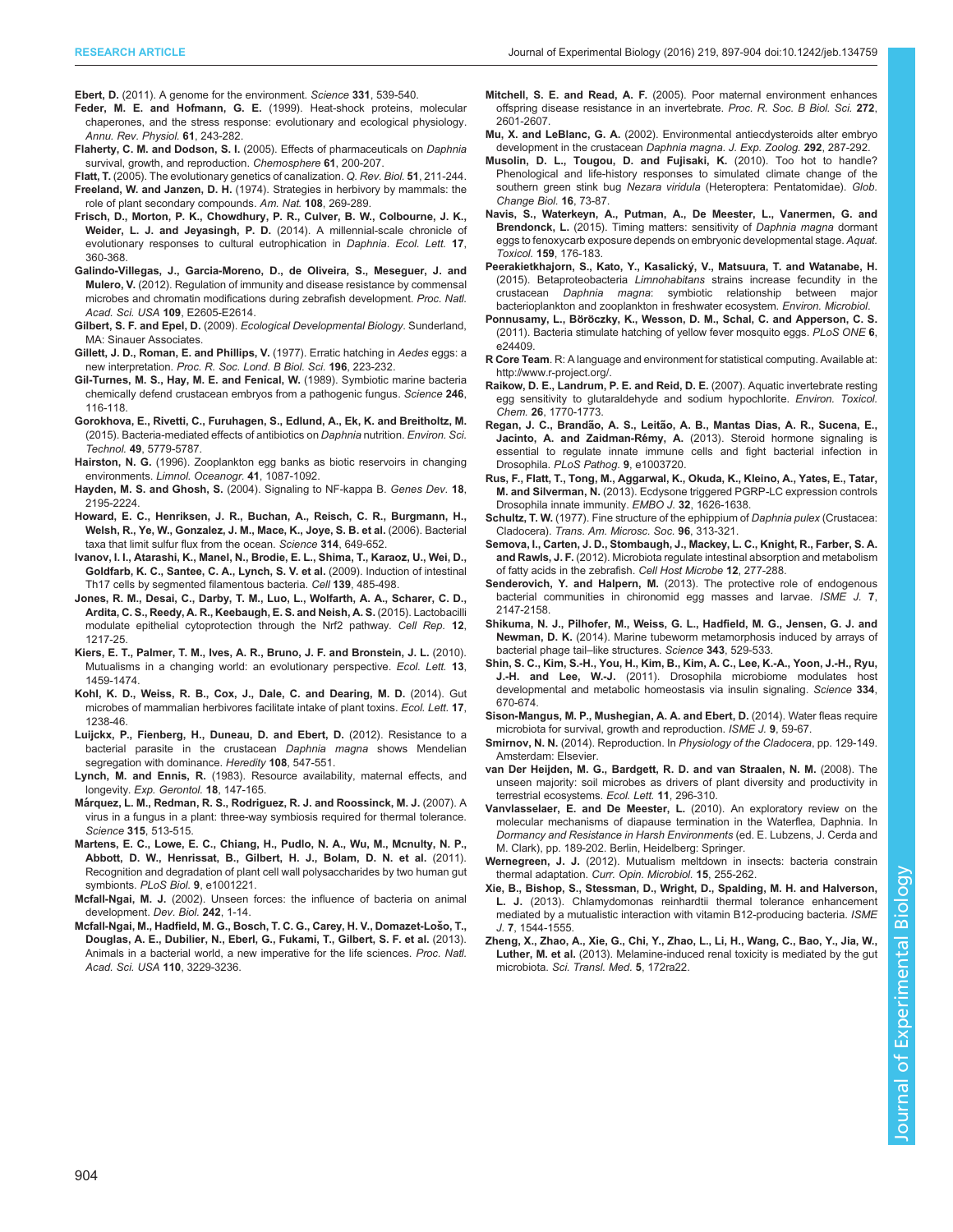**Ebert, D.** (2011). A genome for the environment. *Science* **331**, 539-540.

**Feder, M. E. and Hofmann, G. E.** (1999). Heat-shock proteins, molecular chaperones, and the stress response: evolutionary and ecological physiology. *Annu. Rev. Physiol.* **61**, 243-282.

**Flaherty, C. M. and Dodson, S. I.** (2005). Effects of pharmaceuticals on *Daphnia* survival, growth, and reproduction. *Chemosphere* **61**, 200-207.

**Flatt, T.** (2005). The evolutionary genetics of canalization. *Q. Rev. Biol.* **51**, 211-244.

**Freeland, W. and Janzen, D. H.** (1974). Strategies in herbivory by mammals: the role of plant secondary compounds. *Am. Nat.* **108**, 269-289.

**Frisch, D., Morton, P. K., Chowdhury, P. R., Culver, B. W., Colbourne, J. K., Weider, L. J. and Jeyasingh, P. D.** (2014). A millennial-scale chronicle of evolutionary responses to cultural eutrophication in *Daphnia*. *Ecol. Lett.* **17**, 360-368.

**Galindo-Villegas, J., Garcia-Moreno, D., de Oliveira, S., Meseguer, J. and Mulero, V.** (2012). Regulation of immunity and disease resistance by commensal microbes and chromatin modifications during zebrafish development. *Proc. Natl. Acad. Sci. USA* **109**, E2605-E2614.

**Gilbert, S. F. and Epel, D.** (2009). *Ecological Developmental Biology*. Sunderland, MA: Sinauer Associates.

**Gillett, J. D., Roman, E. and Phillips, V.** (1977). Erratic hatching in *Aedes* eggs: a new interpretation. *Proc. R. Soc. Lond. B Biol. Sci.* **196**, 223-232.

**Gil-Turnes, M. S., Hay, M. E. and Fenical, W.** (1989). Symbiotic marine bacteria chemically defend crustacean embryos from a pathogenic fungus. *Science* **246**, 116-118.

**Gorokhova, E., Rivetti, C., Furuhagen, S., Edlund, A., Ek, K. and Breitholtz, M.** (2015). Bacteria-mediated effects of antibiotics on *Daphnia* nutrition. *Environ. Sci. Technol.* **49**, 5779-5787.

**Hairston, N. G.** (1996). Zooplankton egg banks as biotic reservoirs in changing environments. *Limnol. Oceanogr.* **41**, 1087-1092.

**Hayden, M. S. and Ghosh, S.** (2004). Signaling to NF-kappa B. *Genes Dev.* **18**, 2195-2224.

**Howard, E. C., Henriksen, J. R., Buchan, A., Reisch, C. R., Burgmann, H., Welsh, R., Ye, W., Gonzalez, J. M., Mace, K., Joye, S. B. et al.** (2006). Bacterial taxa that limit sulfur flux from the ocean. *Science* **314**, 649-652.

**Ivanov, I. I., Atarashi, K., Manel, N., Brodie, E. L., Shima, T., Karaoz, U., Wei, D., Goldfarb, K. C., Santee, C. A., Lynch, S. V. et al.** (2009). Induction of intestinal Th17 cells by segmented filamentous bacteria. *Cell* **139**, 485-498.

**Jones, R. M., Desai, C., Darby, T. M., Luo, L., Wolfarth, A. A., Scharer, C. D., Ardita, C. S., Reedy, A. R., Keebaugh, E. S. and Neish, A. S.** (2015). Lactobacilli modulate epithelial cytoprotection through the Nrf2 pathway. *Cell Rep.* **12**, 1217-25.

**Kiers, E. T., Palmer, T. M., Ives, A. R., Bruno, J. F. and Bronstein, J. L.** (2010). Mutualisms in a changing world: an evolutionary perspective. *Ecol. Lett.* **13**, 1459-1474.

**Kohl, K. D., Weiss, R. B., Cox, J., Dale, C. and Dearing, M. D.** (2014). Gut microbes of mammalian herbivores facilitate intake of plant toxins. *Ecol. Lett.* **17**, 1238-46.

**Luijckx, P., Fienberg, H., Duneau, D. and Ebert, D.** (2012). Resistance to a bacterial parasite in the crustacean *Daphnia magna* shows Mendelian segregation with dominance. *Heredity* **108**, 547-551.

**Lynch, M. and Ennis, R.** (1983). Resource availability, maternal effects, and longevity. *Exp. Gerontol.* **18**, 147-165.

**Márquez, L. M., Redman, R. S., Rodriguez, R. J. and Roossinck, M. J.** (2007). A virus in a fungus in a plant: three-way symbiosis required for thermal tolerance. *Science* **315**, 513-515.

**Martens, E. C., Lowe, E. C., Chiang, H., Pudlo, N. A., Wu, M., Mcnulty, N. P., Abbott, D. W., Henrissat, B., Gilbert, H. J., Bolam, D. N. et al.** (2011). Recognition and degradation of plant cell wall polysaccharides by two human gut symbionts. *PLoS Biol.* **9**, e1001221.

**Mcfall-Ngai, M. J.** (2002). Unseen forces: the influence of bacteria on animal development. *Dev. Biol.* **242**, 1-14.

**Mcfall-Ngai, M., Hadfield, M. G., Bosch, T. C. G., Carey, H. V., Domazet-Lošo, T., Douglas, A. E., Dubilier, N., Eberl, G., Fukami, T., Gilbert, S. F. et al.** (2013). Animals in a bacterial world, a new imperative for the life sciences. *Proc. Natl. Acad. Sci. USA* **110**, 3229-3236.

**Mitchell, S. E. and Read, A. F.** (2005). Poor maternal environment enhances offspring disease resistance in an invertebrate. *Proc. R. Soc. B Biol. Sci.* **272**, 2601-2607.

**Mu, X. and LeBlanc, G. A.** (2002). Environmental antiecdysteroids alter embryo development in the crustacean *Daphnia magna*. *J. Exp. Zoolog.* **292**, 287-292.

**Musolin, D. L., Tougou, D. and Fujisaki, K.** (2010). Too hot to handle? Phenological and life-history responses to simulated climate change of the southern green stink bug *Nezara viridula* (Heteroptera: Pentatomidae). *Glob. Change Biol.* **16**, 73-87.

**Navis, S., Waterkeyn, A., Putman, A., De Meester, L., Vanermen, G. and Brendonck, L.** (2015). Timing matters: sensitivity of *Daphnia magna* dormant eggs to fenoxycarb exposure depends on embryonic developmental stage. *Aquat. Toxicol.* **159**, 176-183.

**Peerakietkhajorn, S., Kato, Y., Kasalický, V., Matsuura, T. and Watanabe, H.** (2015). Betaproteobacteria *Limnohabitans* strains increase fecundity in the crustacean *Daphnia magna*: symbiotic relationship between major bacterioplankton and zooplankton in freshwater ecosystem. *Environ. Microbiol.*

**Ponnusamy, L., Böröczky, K., Wesson, D. M., Schal, C. and Apperson, C. S.** (2011). Bacteria stimulate hatching of yellow fever mosquito eggs. *PLoS ONE* **6**, e24409.

**R Core Team**. R: A language and environment for statistical computing. Available at: http://www.r-project.org/.

**Raikow, D. E., Landrum, P. E. and Reid, D. E.** (2007). Aquatic invertebrate resting egg sensitivity to glutaraldehyde and sodium hypochlorite. *Environ. Toxicol. Chem.* **26**, 1770-1773.

**Regan, J. C., Brandão, A. S., Leitão, A. B., Mantas Dias, A. R., Sucena, E., Jacinto, A. and Zaidman-Rémy, A.** (2013). Steroid hormone signaling is essential to regulate innate immune cells and fight bacterial infection in Drosophila. *PLoS Pathog.* **9**, e1003720.

**Rus, F., Flatt, T., Tong, M., Aggarwal, K., Okuda, K., Kleino, A., Yates, E., Tatar, M. and Silverman, N.** (2013). Ecdysone triggered PGRP-LC expression controls Drosophila innate immunity. *EMBO J.* **32**, 1626-1638.

**Schultz, T. W.** (1977). Fine structure of the ephippium of *Daphnia pulex* (Crustacea: Cladocera). *Trans. Am. Microsc. Soc.* **96**, 313-321.

**Semova, I., Carten, J. D., Stombaugh, J., Mackey, L. C., Knight, R., Farber, S. A. and Rawls, J. F.** (2012). Microbiota regulate intestinal absorption and metabolism of fatty acids in the zebrafish. *Cell Host Microbe* **12**, 277-288.

**Senderovich, Y. and Halpern, M.** (2013). The protective role of endogenous bacterial communities in chironomid egg masses and larvae. *ISME J.* **7**, 2147-2158.

**Shikuma, N. J., Pilhofer, M., Weiss, G. L., Hadfield, M. G., Jensen, G. J. and Newman, D. K.** (2014). Marine tubeworm metamorphosis induced by arrays of bacterial phage tail–like structures. *Science* **343**, 529-533.

**Shin, S. C., Kim, S.-H., You, H., Kim, B., Kim, A. C., Lee, K.-A., Yoon, J.-H., Ryu, J.-H. and Lee, W.-J.** (2011). Drosophila microbiome modulates host developmental and metabolic homeostasis via insulin signaling. *Science* **334**, 670-674.

**Sison-Mangus, M. P., Mushegian, A. A. and Ebert, D.** (2014). Water fleas require microbiota for survival, growth and reproduction. *ISME J.* **9**, 59-67.

**Smirnov, N. N.** (2014). Reproduction. In *Physiology of the Cladocera*, pp. 129-149. Amsterdam: Elsevier.

**van Der Heijden, M. G., Bardgett, R. D. and van Straalen, N. M.** (2008). The unseen majority: soil microbes as drivers of plant diversity and productivity in terrestrial ecosystems. *Ecol. Lett.* **11**, 296-310.

**Vanvlasselaer, E. and De Meester, L.** (2010). An exploratory review on the molecular mechanisms of diapause termination in the Waterflea, Daphnia. In *Dormancy and Resistance in Harsh Environments* (ed. E. Lubzens, J. Cerda and M. Clark), pp. 189-202. Berlin, Heidelberg: Springer.

**Wernegreen, J. J.** (2012). Mutualism meltdown in insects: bacteria constrain thermal adaptation. *Curr. Opin. Microbiol.* **15**, 255-262.

**Xie, B., Bishop, S., Stessman, D., Wright, D., Spalding, M. H. and Halverson, L. J.** (2013). Chlamydomonas reinhardtii thermal tolerance enhancement mediated by a mutualistic interaction with vitamin B12-producing bacteria. *ISME J.* **7**, 1544-1555.

**Zheng, X., Zhao, A., Xie, G., Chi, Y., Zhao, L., Li, H., Wang, C., Bao, Y., Jia, W., Luther, M. et al.** (2013). Melamine-induced renal toxicity is mediated by the gut microbiota. *Sci. Transl. Med.* **5**, 172ra22.